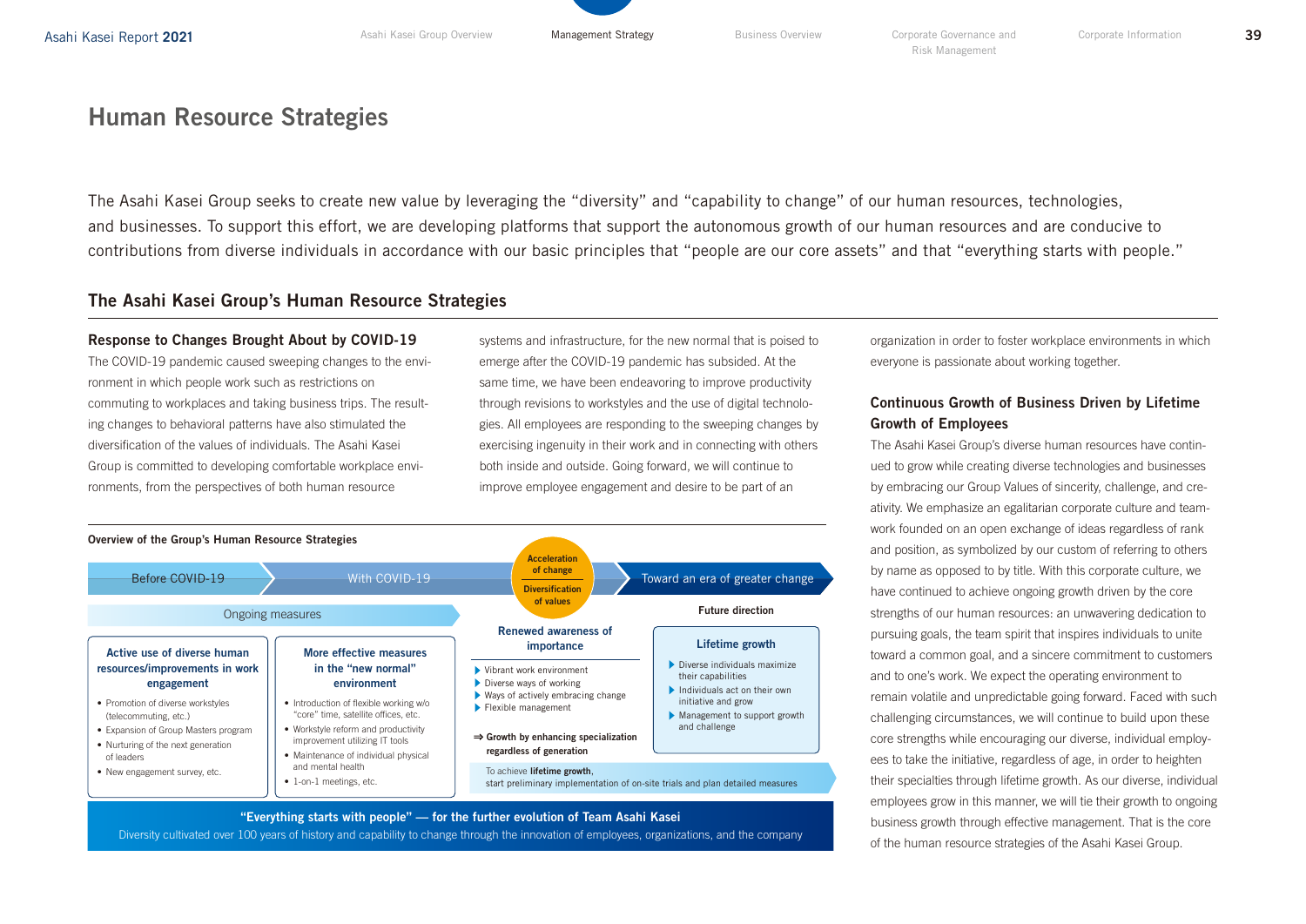# Human Resource Strategies

The Asahi Kasei Group seeks to create new value by leveraging the "diversity" and "capability to change" of our human resources, technologies, and businesses. To support this effort, we are developing platforms that support the autonomous growth of our human resources and are conducive to contributions from diverse individuals in accordance with our basic principles that "people are our core assets" and that "everything starts with people."

## The Asahi Kasei Group's Human Resource Strategies

### Response to Changes Brought About by COVID-19

The COVID-19 pandemic caused sweeping changes to the environment in which people work such as restrictions on commuting to workplaces and taking business trips. The resulting changes to behavioral patterns have also stimulated the diversification of the values of individuals. The Asahi Kasei Group is committed to developing comfortable workplace environments, from the perspectives of both human resource systems and infrastructure, for the new normal that is poised to emerge after the COVID-19 pandemic has subsided. At the same time, we have been endeavoring to improve productivity through revisions to workstyles and the use of digital technologies. All employees are responding to the sweeping changes by exercising ingenuity in their work and in connecting with others both inside and outside. Going forward, we will continue to improve employee engagement and desire to be part of an organization in order to foster workplace environments in which everyone is passionate about working together.

**Overview of the Group's Human Resource Strategies**

Before COVID-19

With COVID-19

Acceleration of change

Diversification of values

Toward an era of greater change

Ongoing measures

**Active use of diverse human resources/improvements in work engagement**

- Promotion of diverse workstyles (telecommuting, etc.)
- Expansion of Group Masters program
- Nurturing of the next generation of leaders
- New engagement survey, etc.

**More effective measures in the "new normal" environment**

- Introduction of flexible working w/o "core" time, satellite offices, etc.
- Workstyle reform and productivity improvement utilizing IT tools
- Maintenance of individual physical and mental health
- 1-on-1 meetings, etc.

**Renewed awareness of importance**

- Vibrant work environment
- Diverse ways of working
- Ways of actively embracing change
- Flexible management

**⇒ Growth by enhancing specialization regardless of generation**

Future direction

**Lifetime growth**

- Diverse individuals maximize their capabilities
- Individuals act on their own initiative and grow
- Management to support growth and challenge

To achieve **lifetime growth**, start preliminary implementation of on-site trials and plan detailed measures

**"Everything starts with people" — for the further evolution of Team Asahi Kasei**

Diversity cultivated over 100 years of history and capability to change through the innovation of employees, organizations, and the company

### Continuous Growth of Business Driven by Lifetime Growth of Employees

The Asahi Kasei Group's diverse human resources have continued to grow while creating diverse technologies and businesses by embracing our Group Values of sincerity, challenge, and creativity. We emphasize an egalitarian corporate culture and teamwork founded on an open exchange of ideas regardless of rank and position, as symbolized by our custom of referring to others by name as opposed to by title. With this corporate culture, we have continued to achieve ongoing growth driven by the core strengths of our human resources: an unwavering dedication to pursuing goals, the team spirit that inspires individuals to unite toward a common goal, and a sincere commitment to customers and to one's work. We expect the operating environment to remain volatile and unpredictable going forward. Faced with such challenging circumstances, we will continue to build upon these core strengths while encouraging our diverse, individual employees to take the initiative, regardless of age, in order to heighten their specialties through lifetime growth. As our diverse, individual employees grow in this manner, we will tie their growth to ongoing business growth through effective management. That is the core of the human resource strategies of the Asahi Kasei Group.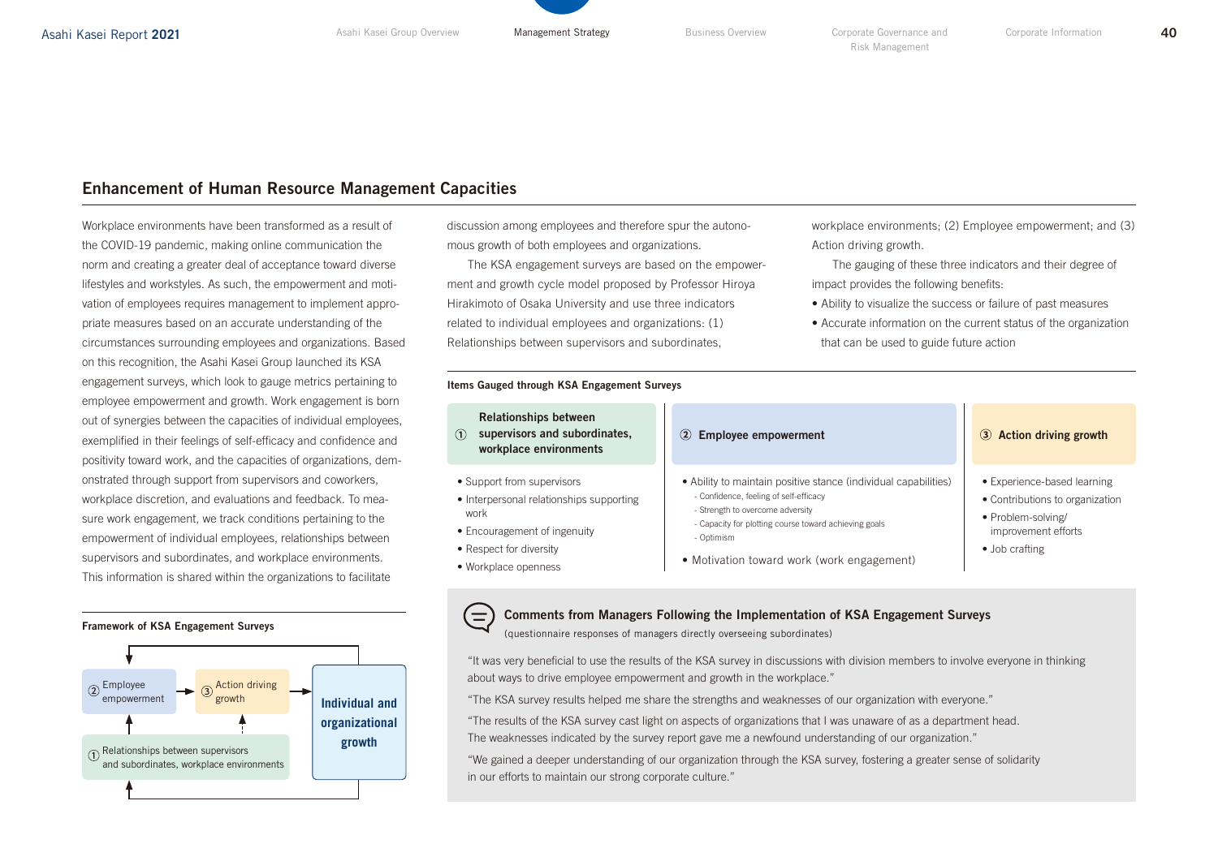## Enhancement of Human Resource Management Capacities

Workplace environments have been transformed as a result of the COVID-19 pandemic, making online communication the norm and creating a greater deal of acceptance toward diverse lifestyles and workstyles. As such, the empowerment and motivation of employees requires management to implement appropriate measures based on an accurate understanding of the circumstances surrounding employees and organizations. Based on this recognition, the Asahi Kasei Group launched its KSA engagement surveys, which look to gauge metrics pertaining to employee empowerment and growth. Work engagement is born out of synergies between the capacities of individual employees, exemplified in their feelings of self-efficacy and confidence and positivity toward work, and the capacities of organizations, demonstrated through support from supervisors and coworkers, workplace discretion, and evaluations and feedback. To measure work engagement, we track conditions pertaining to the empowerment of individual employees, relationships between supervisors and subordinates, and workplace environments. This information is shared within the organizations to facilitate discussion among employees and therefore spur the autonomous growth of both employees and organizations.

The KSA engagement surveys are based on the empowerment and growth cycle model proposed by Professor Hiroya Hirakimoto of Osaka University and use three indicators related to individual employees and organizations: (1) Relationships between supervisors and subordinates, workplace environments; (2) Employee empowerment; and (3) Action driving growth.

The gauging of these three indicators and their degree of impact provides the following benefits:

- Ability to visualize the success or failure of past measures
- Accurate information on the current status of the organization that can be used to guide future action

**Framework of KSA Engagement Surveys**

② Employee empowerment

③ Action driving growth

Individual and organizational growth

① Relationships between supervisors and subordinates, workplace environments

**Items Gauged through KSA Engagement Surveys**

**① Relationships between supervisors and subordinates, workplace environments**

- Support from supervisors
- Interpersonal relationships supporting work
- Encouragement of ingenuity
- Respect for diversity
- Workplace openness

**② Employee empowerment**

- Ability to maintain positive stance (individual capabilities)
  - Confidence, feeling of self-efficacy
  - Strength to overcome adversity
  - Capacity for plotting course toward achieving goals
  - Optimism
- Motivation toward work (work engagement)

**③ Action driving growth**

- Experience-based learning
- Contributions to organization
- Problem-solving/improvement efforts
- Job crafting

**Comments from Managers Following the Implementation of KSA Engagement Surveys**

(questionnaire responses of managers directly overseeing subordinates)

"It was very beneficial to use the results of the KSA survey in discussions with division members to involve everyone in thinking about ways to drive employee empowerment and growth in the workplace."

"The KSA survey results helped me share the strengths and weaknesses of our organization with everyone."

"The results of the KSA survey cast light on aspects of organizations that I was unaware of as a department head. The weaknesses indicated by the survey report gave me a newfound understanding of our organization."

"We gained a deeper understanding of our organization through the KSA survey, fostering a greater sense of solidarity in our efforts to maintain our strong corporate culture."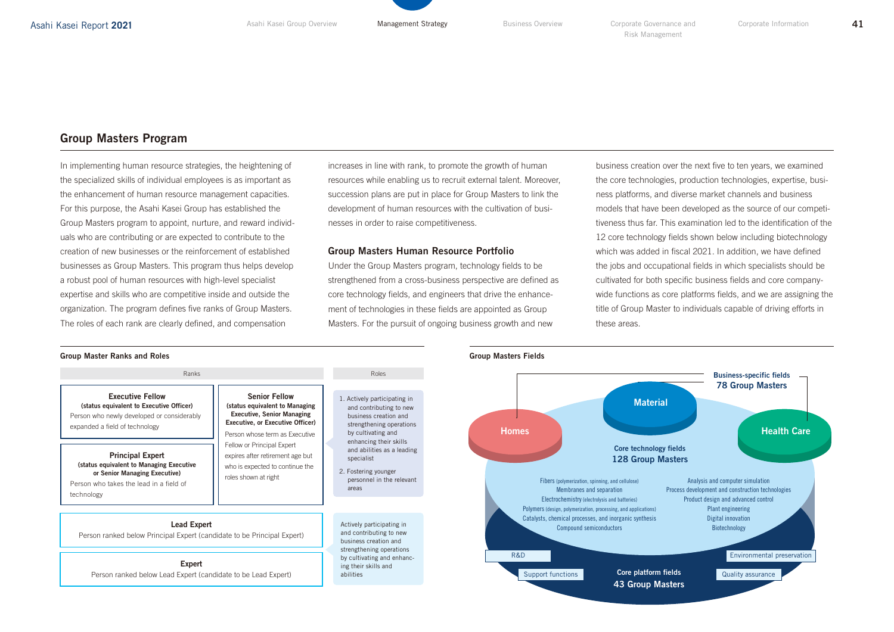## Group Masters Program

In implementing human resource strategies, the heightening of the specialized skills of individual employees is as important as the enhancement of human resource management capacities. For this purpose, the Asahi Kasei Group has established the Group Masters program to appoint, nurture, and reward individuals who are contributing or are expected to contribute to the creation of new businesses or the reinforcement of established businesses as Group Masters. This program thus helps develop a robust pool of human resources with high-level specialist expertise and skills who are competitive inside and outside the organization. The program defines five ranks of Group Masters. The roles of each rank are clearly defined, and compensation increases in line with rank, to promote the growth of human resources while enabling us to recruit external talent. Moreover, succession plans are put in place for Group Masters to link the development of human resources with the cultivation of businesses in order to raise competitiveness.

### Group Masters Human Resource Portfolio

Under the Group Masters program, technology fields to be strengthened from a cross-business perspective are defined as core technology fields, and engineers that drive the enhancement of technologies in these fields are appointed as Group Masters. For the pursuit of ongoing business growth and new business creation over the next five to ten years, we examined the core technologies, production technologies, expertise, business platforms, and diverse market channels and business models that have been developed as the source of our competitiveness thus far. This examination led to the identification of the 12 core technology fields shown below including biotechnology which was added in fiscal 2021. In addition, we have defined the jobs and occupational fields in which specialists should be cultivated for both specific business fields and core company-wide functions as core platforms fields, and we are assigning the title of Group Master to individuals capable of driving efforts in these areas.

#### Group Master Ranks and Roles

| Ranks | | Roles |
|---|---|---|
| **Executive Fellow** **(status equivalent to Executive Officer)** Person who newly developed or considerably expanded a field of technology | **Senior Fellow** **(status equivalent to Managing Executive, Senior Managing Executive, or Executive Officer)** Person whose term as Executive Fellow or Principal Expert expires after retirement age but who is expected to continue the roles shown at right | 1. Actively participating in and contributing to new business creation and strengthening operations by cultivating and enhancing their skills and abilities as a leading specialist<br>2. Fostering younger personnel in the relevant areas |
| **Principal Expert** **(status equivalent to Managing Executive or Senior Managing Executive)** Person who takes the lead in a field of technology | | |
| **Lead Expert** Person ranked below Principal Expert (candidate to be Principal Expert) | | Actively participating in and contributing to new business creation and strengthening operations by cultivating and enhancing their skills and abilities |
| **Expert** Person ranked below Lead Expert (candidate to be Lead Expert) | | |

#### Group Masters Fields

Business-specific fields
78 Group Masters

Homes
Material
Health Care

Core technology fields
128 Group Masters

Fibers (polymerization, spinning, and cellulose)
Membranes and separation
Electrochemistry (electrolysis and batteries)
Polymers (design, polymerization, processing, and applications)
Catalysts, chemical processes, and inorganic synthesis
Compound semiconductors
Analysis and computer simulation
Process development and construction technologies
Product design and advanced control
Plant engineering
Digital innovation
Biotechnology

R&D
Environmental preservation
Support functions
Quality assurance

Core platform fields
43 Group Masters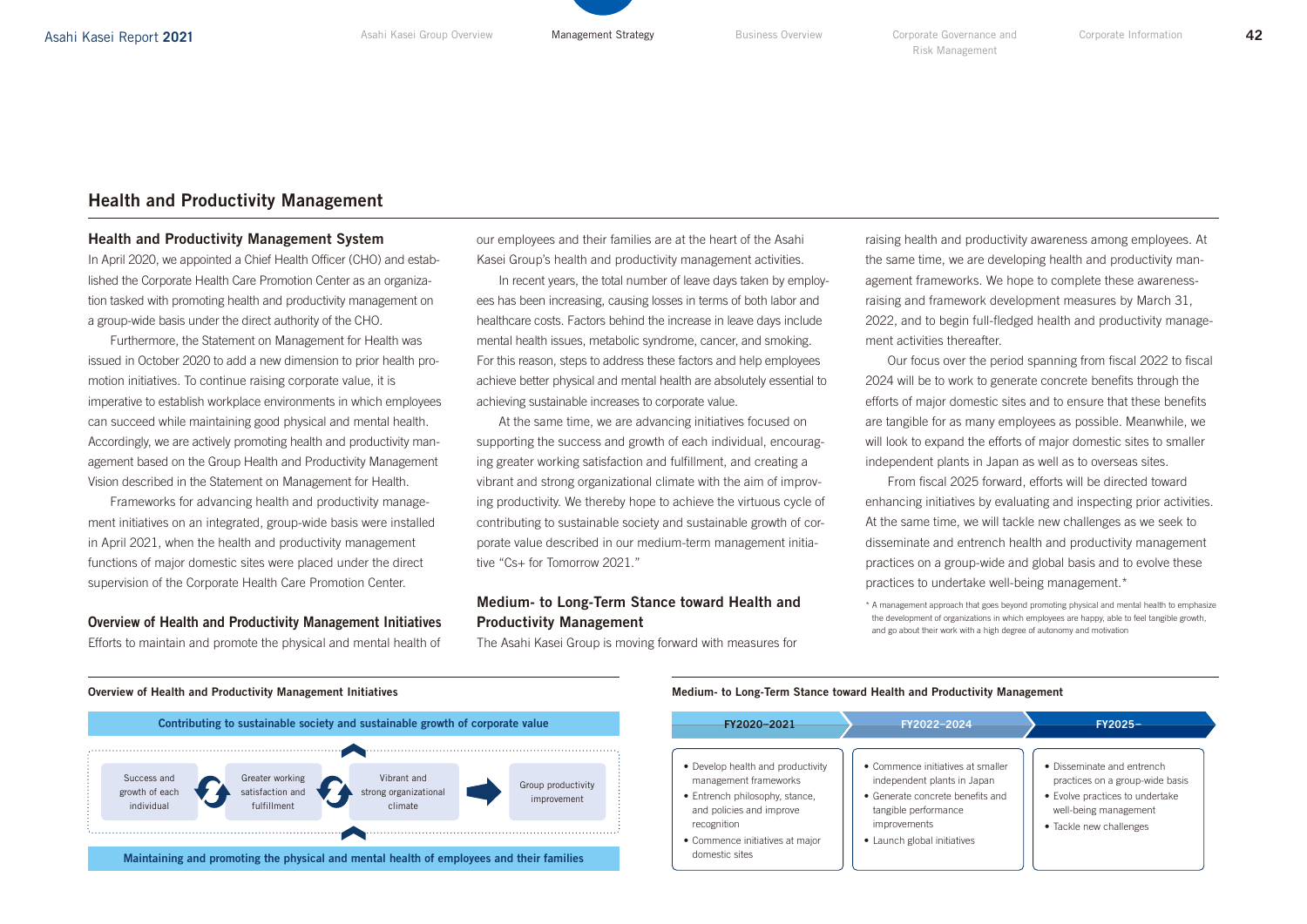## Health and Productivity Management

### Health and Productivity Management System

In April 2020, we appointed a Chief Health Officer (CHO) and established the Corporate Health Care Promotion Center as an organization tasked with promoting health and productivity management on a group-wide basis under the direct authority of the CHO.

Furthermore, the Statement on Management for Health was issued in October 2020 to add a new dimension to prior health promotion initiatives. To continue raising corporate value, it is imperative to establish workplace environments in which employees can succeed while maintaining good physical and mental health. Accordingly, we are actively promoting health and productivity management based on the Group Health and Productivity Management Vision described in the Statement on Management for Health.

Frameworks for advancing health and productivity management initiatives on an integrated, group-wide basis were installed in April 2021, when the health and productivity management functions of major domestic sites were placed under the direct supervision of the Corporate Health Care Promotion Center.

### Overview of Health and Productivity Management Initiatives

Efforts to maintain and promote the physical and mental health of our employees and their families are at the heart of the Asahi Kasei Group's health and productivity management activities.

In recent years, the total number of leave days taken by employees has been increasing, causing losses in terms of both labor and healthcare costs. Factors behind the increase in leave days include mental health issues, metabolic syndrome, cancer, and smoking. For this reason, steps to address these factors and help employees achieve better physical and mental health are absolutely essential to achieving sustainable increases to corporate value.

At the same time, we are advancing initiatives focused on supporting the success and growth of each individual, encouraging greater working satisfaction and fulfillment, and creating a vibrant and strong organizational climate with the aim of improving productivity. We thereby hope to achieve the virtuous cycle of contributing to sustainable society and sustainable growth of corporate value described in our medium-term management initiative "Cs+ for Tomorrow 2021."

### Medium- to Long-Term Stance toward Health and Productivity Management

The Asahi Kasei Group is moving forward with measures for raising health and productivity awareness among employees. At the same time, we are developing health and productivity management frameworks. We hope to complete these awareness-raising and framework development measures by March 31, 2022, and to begin full-fledged health and productivity management activities thereafter.

Our focus over the period spanning from fiscal 2022 to fiscal 2024 will be to work to generate concrete benefits through the efforts of major domestic sites and to ensure that these benefits are tangible for as many employees as possible. Meanwhile, we will look to expand the efforts of major domestic sites to smaller independent plants in Japan as well as to overseas sites.

From fiscal 2025 forward, efforts will be directed toward enhancing initiatives by evaluating and inspecting prior activities. At the same time, we will tackle new challenges as we seek to disseminate and entrench health and productivity management practices on a group-wide and global basis and to evolve these practices to undertake well-being management.*

\* A management approach that goes beyond promoting physical and mental health to emphasize the development of organizations in which employees are happy, able to feel tangible growth, and go about their work with a high degree of autonomy and motivation

**Overview of Health and Productivity Management Initiatives**

Contributing to sustainable society and sustainable growth of corporate value

Success and growth of each individual

Greater working satisfaction and fulfillment

Vibrant and strong organizational climate

Group productivity improvement

Maintaining and promoting the physical and mental health of employees and their families

**Medium- to Long-Term Stance toward Health and Productivity Management**

| FY2020–2021 | FY2022–2024 | FY2025– |
|---|---|---|
| • Develop health and productivity management frameworks<br>• Entrench philosophy, stance, and policies and improve recognition<br>• Commence initiatives at major domestic sites | • Commence initiatives at smaller independent plants in Japan<br>• Generate concrete benefits and tangible performance improvements<br>• Launch global initiatives | • Disseminate and entrench practices on a group-wide basis<br>• Evolve practices to undertake well-being management<br>• Tackle new challenges |